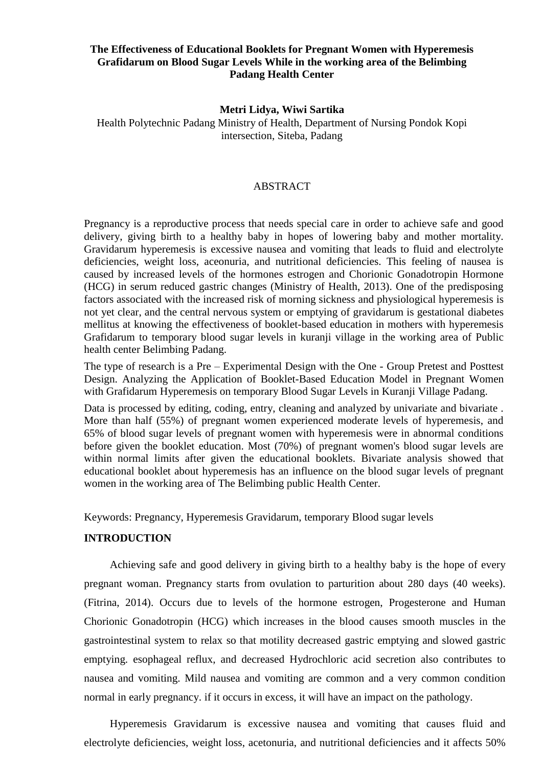# The Effectiveness of Educational Booklets for Pregnant Women with Hyperemesis Grafidarum on Blood Sugar Levels While in the working area of the Belimbing Padang Health Center

**Metri Lidya, Wiwi Sartika**

Health Polytechnic Padang Ministry of Health, Department of Nursing Pondok Kopi intersection, Siteba, Padang

## ABSTRACT

Pregnancy is a reproductive process that needs special care in order to achieve safe and good delivery, giving birth to a healthy baby in hopes of lowering baby and mother mortality. Gravidarum hyperemesis is excessive nausea and vomiting that leads to fluid and electrolyte deficiencies, weight loss, aceonuria, and nutritional deficiencies. This feeling of nausea is caused by increased levels of the hormones estrogen and Chorionic Gonadotropin Hormone (HCG) in serum reduced gastric changes (Ministry of Health, 2013). One of the predisposing factors associated with the increased risk of morning sickness and physiological hyperemesis is not yet clear, and the central nervous system or emptying of gravidarum is gestational diabetes mellitus at knowing the effectiveness of booklet-based education in mothers with hyperemesis Grafidarum to temporary blood sugar levels in kuranji village in the working area of Public health center Belimbing Padang.

The type of research is a Pre – Experimental Design with the One - Group Pretest and Posttest Design. Analyzing the Application of Booklet-Based Education Model in Pregnant Women with Grafidarum Hyperemesis on temporary Blood Sugar Levels in Kuranji Village Padang.

Data is processed by editing, coding, entry, cleaning and analyzed by univariate and bivariate . More than half (55%) of pregnant women experienced moderate levels of hyperemesis, and 65% of blood sugar levels of pregnant women with hyperemesis were in abnormal conditions before given the booklet education. Most (70%) of pregnant women's blood sugar levels are within normal limits after given the educational booklets. Bivariate analysis showed that educational booklet about hyperemesis has an influence on the blood sugar levels of pregnant women in the working area of The Belimbing public Health Center.

Keywords: Pregnancy, Hyperemesis Gravidarum, temporary Blood sugar levels

## INTRODUCTION

Achieving safe and good delivery in giving birth to a healthy baby is the hope of every pregnant woman. Pregnancy starts from ovulation to parturition about 280 days (40 weeks). (Fitrina, 2014). Occurs due to levels of the hormone estrogen, Progesterone and Human Chorionic Gonadotropin (HCG) which increases in the blood causes smooth muscles in the gastrointestinal system to relax so that motility decreased gastric emptying and slowed gastric emptying. esophageal reflux, and decreased Hydrochloric acid secretion also contributes to nausea and vomiting. Mild nausea and vomiting are common and a very common condition normal in early pregnancy. if it occurs in excess, it will have an impact on the pathology.

Hyperemesis Gravidarum is excessive nausea and vomiting that causes fluid and electrolyte deficiencies, weight loss, acetonuria, and nutritional deficiencies and it affects 50%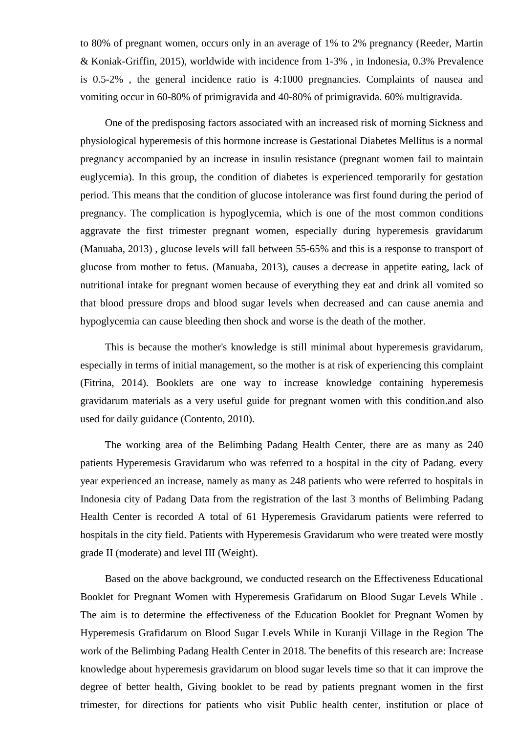to 80% of pregnant women, occurs only in an average of 1% to 2% pregnancy (Reeder, Martin & Koniak-Griffin, 2015), worldwide with incidence from 1-3% , in Indonesia, 0.3% Prevalence is 0.5-2% , the general incidence ratio is 4:1000 pregnancies. Complaints of nausea and vomiting occur in 60-80% of primigravida and 40-80% of primigravida. 60% multigravida.

One of the predisposing factors associated with an increased risk of morning Sickness and physiological hyperemesis of this hormone increase is Gestational Diabetes Mellitus is a normal pregnancy accompanied by an increase in insulin resistance (pregnant women fail to maintain euglycemia). In this group, the condition of diabetes is experienced temporarily for gestation period. This means that the condition of glucose intolerance was first found during the period of pregnancy. The complication is hypoglycemia, which is one of the most common conditions aggravate the first trimester pregnant women, especially during hyperemesis gravidarum (Manuaba, 2013) , glucose levels will fall between 55-65% and this is a response to transport of glucose from mother to fetus. (Manuaba, 2013), causes a decrease in appetite eating, lack of nutritional intake for pregnant women because of everything they eat and drink all vomited so that blood pressure drops and blood sugar levels when decreased and can cause anemia and hypoglycemia can cause bleeding then shock and worse is the death of the mother.

This is because the mother's knowledge is still minimal about hyperemesis gravidarum, especially in terms of initial management, so the mother is at risk of experiencing this complaint (Fitrina, 2014). Booklets are one way to increase knowledge containing hyperemesis gravidarum materials as a very useful guide for pregnant women with this condition.and also used for daily guidance (Contento, 2010).

The working area of the Belimbing Padang Health Center, there are as many as 240 patients Hyperemesis Gravidarum who was referred to a hospital in the city of Padang. every year experienced an increase, namely as many as 248 patients who were referred to hospitals in Indonesia city of Padang Data from the registration of the last 3 months of Belimbing Padang Health Center is recorded A total of 61 Hyperemesis Gravidarum patients were referred to hospitals in the city field. Patients with Hyperemesis Gravidarum who were treated were mostly grade II (moderate) and level III (Weight).

Based on the above background, we conducted research on the Effectiveness Educational Booklet for Pregnant Women with Hyperemesis Grafidarum on Blood Sugar Levels While . The aim is to determine the effectiveness of the Education Booklet for Pregnant Women by Hyperemesis Grafidarum on Blood Sugar Levels While in Kuranji Village in the Region The work of the Belimbing Padang Health Center in 2018. The benefits of this research are: Increase knowledge about hyperemesis gravidarum on blood sugar levels time so that it can improve the degree of better health, Giving booklet to be read by patients pregnant women in the first trimester, for directions for patients who visit Public health center, institution or place of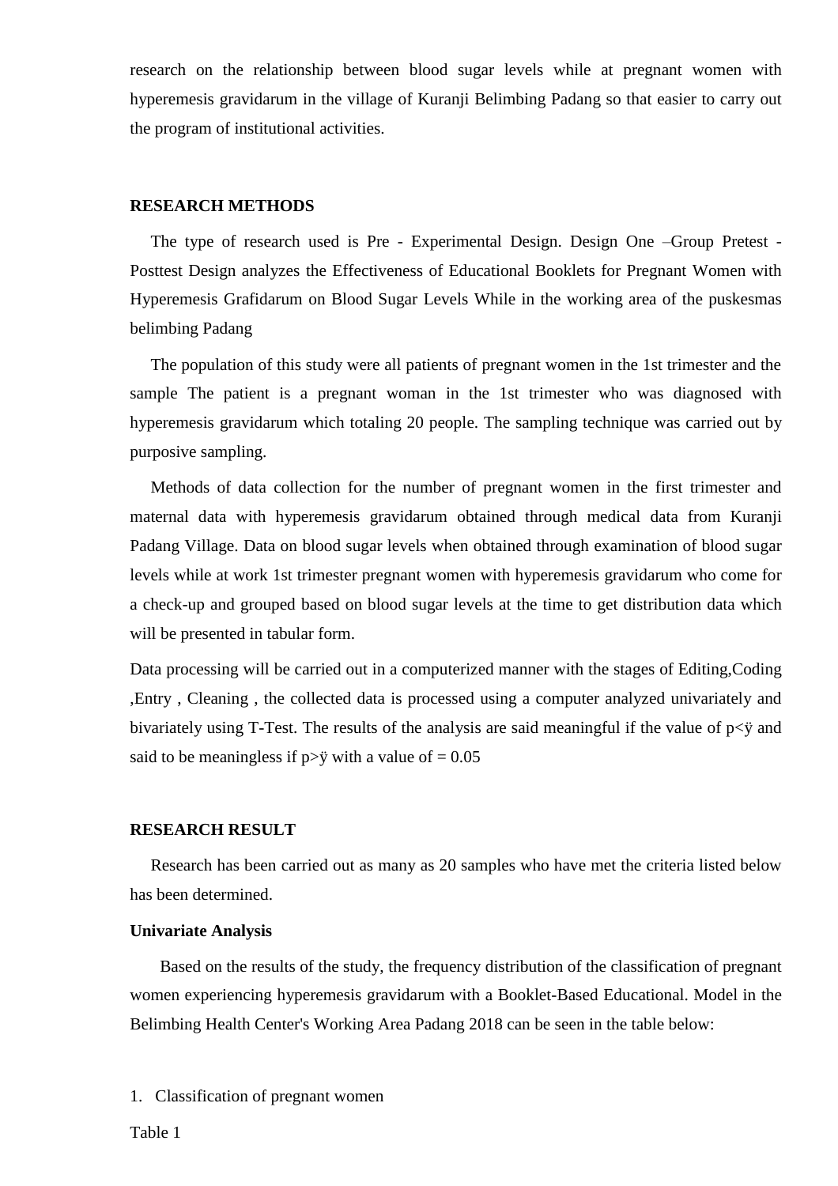research on the relationship between blood sugar levels while at pregnant women with hyperemesis gravidarum in the village of Kuranji Belimbing Padang so that easier to carry out the program of institutional activities.

## RESEARCH METHODS

The type of research used is Pre - Experimental Design. Design One –Group Pretest - Posttest Design analyzes the Effectiveness of Educational Booklets for Pregnant Women with Hyperemesis Grafidarum on Blood Sugar Levels While in the working area of the puskesmas belimbing Padang

The population of this study were all patients of pregnant women in the 1st trimester and the sample The patient is a pregnant woman in the 1st trimester who was diagnosed with hyperemesis gravidarum which totaling 20 people. The sampling technique was carried out by purposive sampling.

Methods of data collection for the number of pregnant women in the first trimester and maternal data with hyperemesis gravidarum obtained through medical data from Kuranji Padang Village. Data on blood sugar levels when obtained through examination of blood sugar levels while at work 1st trimester pregnant women with hyperemesis gravidarum who come for a check-up and grouped based on blood sugar levels at the time to get distribution data which will be presented in tabular form.

Data processing will be carried out in a computerized manner with the stages of Editing,Coding ,Entry , Cleaning , the collected data is processed using a computer analyzed univariately and bivariately using T-Test. The results of the analysis are said meaningful if the value of p<ÿ and said to be meaningless if p>ÿ with a value of = 0.05

## RESEARCH RESULT

Research has been carried out as many as 20 samples who have met the criteria listed below has been determined.

**Univariate Analysis**

Based on the results of the study, the frequency distribution of the classification of pregnant women experiencing hyperemesis gravidarum with a Booklet-Based Educational. Model in the Belimbing Health Center's Working Area Padang 2018 can be seen in the table below:

1. Classification of pregnant women

Table 1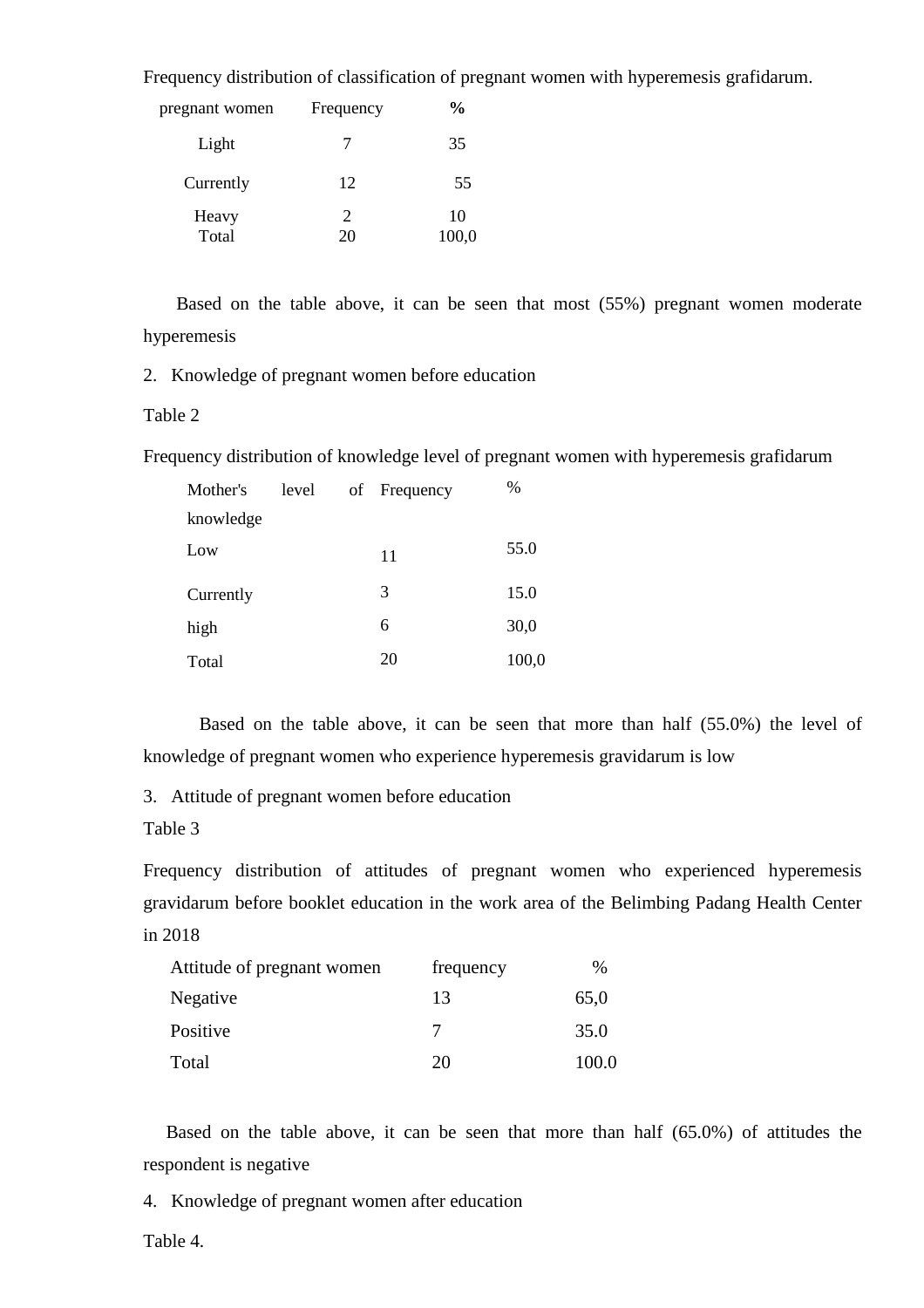Frequency distribution of classification of pregnant women with hyperemesis grafidarum.

| pregnant women | Frequency | % |
|---|---|---|
| Light | 7 | 35 |
| Currently | 12 | 55 |
| Heavy | 2 | 10 |
| Total | 20 | 100,0 |

Based on the table above, it can be seen that most (55%) pregnant women moderate hyperemesis

2. Knowledge of pregnant women before education

Table 2

Frequency distribution of knowledge level of pregnant women with hyperemesis grafidarum

| Mother's level of knowledge | Frequency | % |
|---|---|---|
| Low | 11 | 55.0 |
| Currently | 3 | 15.0 |
| high | 6 | 30,0 |
| Total | 20 | 100,0 |

Based on the table above, it can be seen that more than half (55.0%) the level of knowledge of pregnant women who experience hyperemesis gravidarum is low

3. Attitude of pregnant women before education

Table 3

Frequency distribution of attitudes of pregnant women who experienced hyperemesis gravidarum before booklet education in the work area of the Belimbing Padang Health Center in 2018

| Attitude of pregnant women | frequency | % |
|---|---|---|
| Negative | 13 | 65,0 |
| Positive | 7 | 35.0 |
| Total | 20 | 100.0 |

Based on the table above, it can be seen that more than half (65.0%) of attitudes the respondent is negative

4. Knowledge of pregnant women after education

Table 4.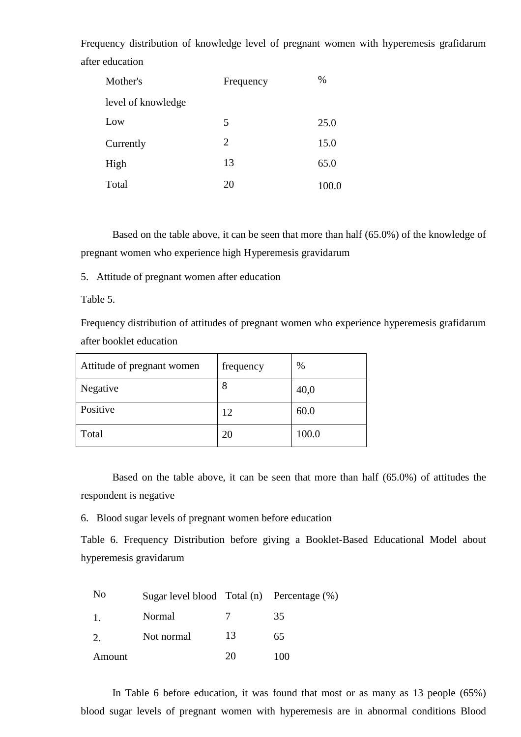Frequency distribution of knowledge level of pregnant women with hyperemesis grafidarum after education

| Mother's level of knowledge | Frequency | % |
|---|---|---|
| Low | 5 | 25.0 |
| Currently | 2 | 15.0 |
| High | 13 | 65.0 |
| Total | 20 | 100.0 |

Based on the table above, it can be seen that more than half (65.0%) of the knowledge of pregnant women who experience high Hyperemesis gravidarum

5. Attitude of pregnant women after education

Table 5.

Frequency distribution of attitudes of pregnant women who experience hyperemesis grafidarum after booklet education

| Attitude of pregnant women | frequency | % |
|---|---|---|
| Negative | 8 | 40,0 |
| Positive | 12 | 60.0 |
| Total | 20 | 100.0 |

Based on the table above, it can be seen that more than half (65.0%) of attitudes the respondent is negative

6. Blood sugar levels of pregnant women before education

Table 6. Frequency Distribution before giving a Booklet-Based Educational Model about hyperemesis gravidarum

| No | Sugar level blood | Total (n) | Percentage (%) |
|---|---|---|---|
| 1. | Normal | 7 | 35 |
| 2. | Not normal | 13 | 65 |
| Amount | | 20 | 100 |

In Table 6 before education, it was found that most or as many as 13 people (65%) blood sugar levels of pregnant women with hyperemesis are in abnormal conditions Blood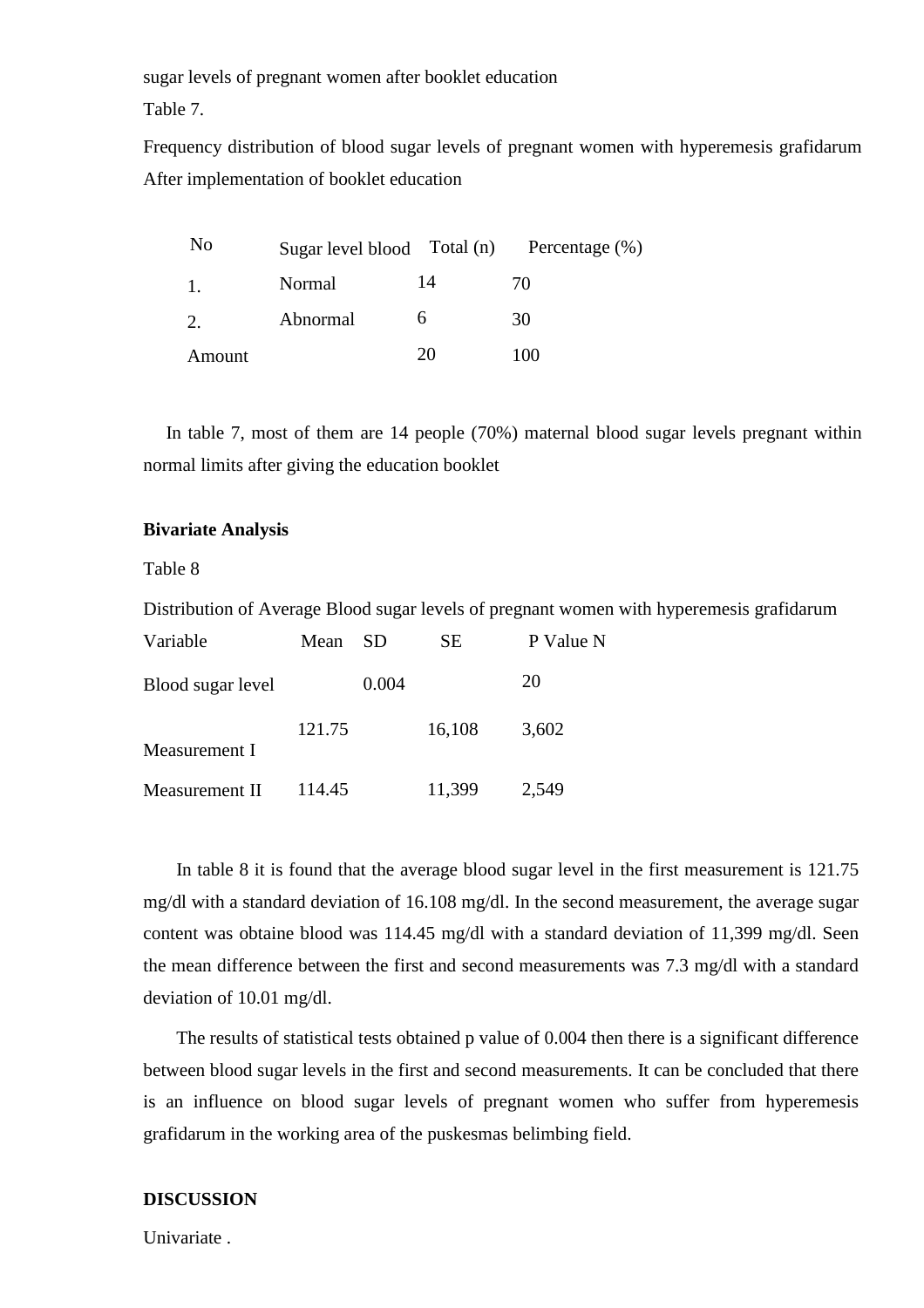sugar levels of pregnant women after booklet education

Table 7.

Frequency distribution of blood sugar levels of pregnant women with hyperemesis grafidarum After implementation of booklet education

| No | Sugar level blood | Total (n) | Percentage (%) |
|---|---|---|---|
| 1. | Normal | 14 | 70 |
| 2. | Abnormal | 6 | 30 |
| Amount | | 20 | 100 |

In table 7, most of them are 14 people (70%) maternal blood sugar levels pregnant within normal limits after giving the education booklet

**Bivariate Analysis**

Table 8

Distribution of Average Blood sugar levels of pregnant women with hyperemesis grafidarum

| Variable | Mean | SD | SE | P Value | N |
|---|---|---|---|---|---|
| Blood sugar level | | | | 0.004 | 20 |
| Measurement I | 121.75 | 16,108 | 3,602 | | |
| Measurement II | 114.45 | 11,399 | 2,549 | | |

In table 8 it is found that the average blood sugar level in the first measurement is 121.75 mg/dl with a standard deviation of 16.108 mg/dl. In the second measurement, the average sugar content was obtaine blood was 114.45 mg/dl with a standard deviation of 11,399 mg/dl. Seen the mean difference between the first and second measurements was 7.3 mg/dl with a standard deviation of 10.01 mg/dl.

The results of statistical tests obtained p value of 0.004 then there is a significant difference between blood sugar levels in the first and second measurements. It can be concluded that there is an influence on blood sugar levels of pregnant women who suffer from hyperemesis grafidarum in the working area of the puskesmas belimbing field.

**DISCUSSION**

Univariate .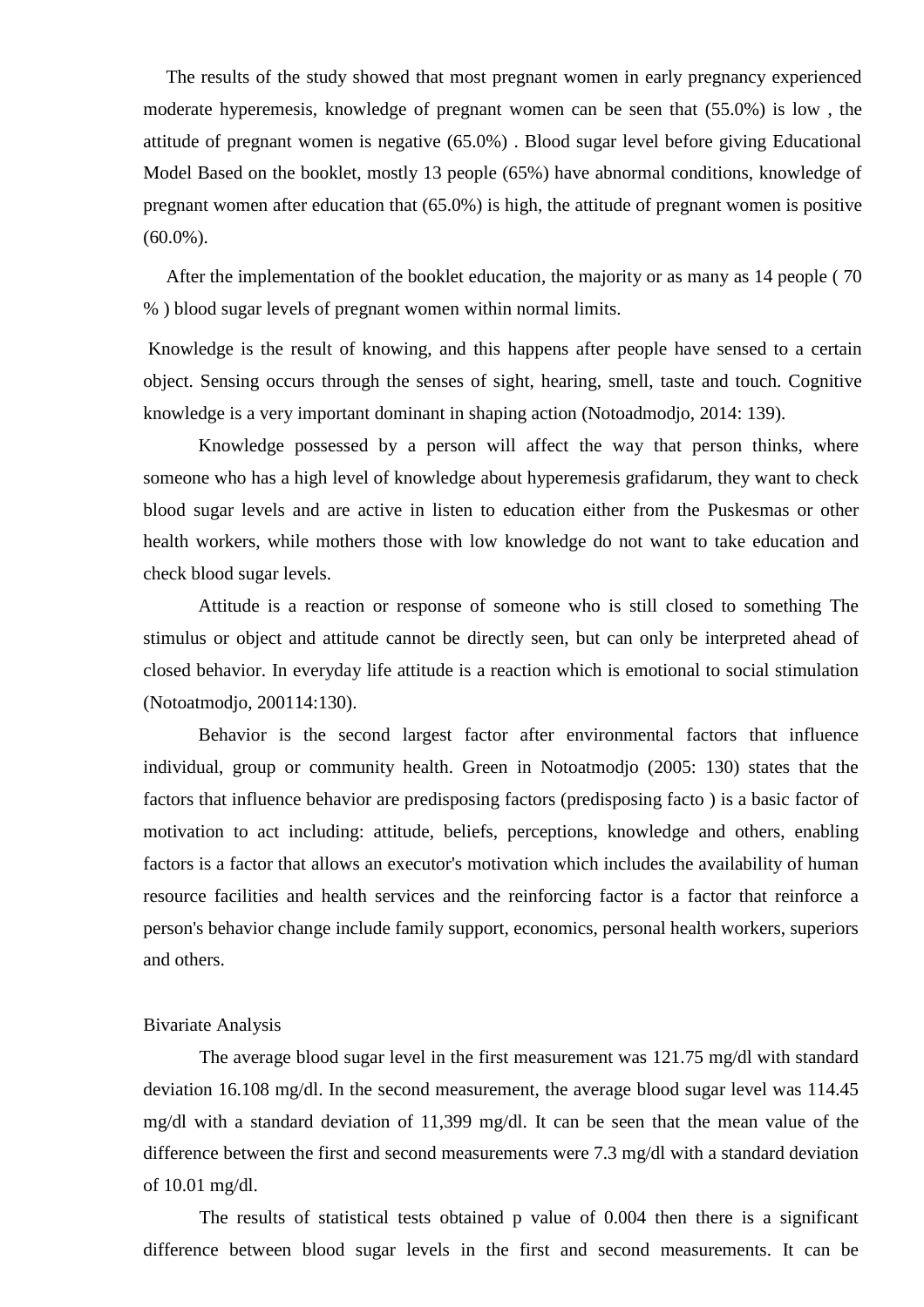The results of the study showed that most pregnant women in early pregnancy experienced moderate hyperemesis, knowledge of pregnant women can be seen that (55.0%) is low , the attitude of pregnant women is negative (65.0%) . Blood sugar level before giving Educational Model Based on the booklet, mostly 13 people (65%) have abnormal conditions, knowledge of pregnant women after education that (65.0%) is high, the attitude of pregnant women is positive (60.0%).

After the implementation of the booklet education, the majority or as many as 14 people ( 70 % ) blood sugar levels of pregnant women within normal limits.

Knowledge is the result of knowing, and this happens after people have sensed to a certain object. Sensing occurs through the senses of sight, hearing, smell, taste and touch. Cognitive knowledge is a very important dominant in shaping action (Notoadmodjo, 2014: 139).

Knowledge possessed by a person will affect the way that person thinks, where someone who has a high level of knowledge about hyperemesis grafidarum, they want to check blood sugar levels and are active in listen to education either from the Puskesmas or other health workers, while mothers those with low knowledge do not want to take education and check blood sugar levels.

Attitude is a reaction or response of someone who is still closed to something The stimulus or object and attitude cannot be directly seen, but can only be interpreted ahead of closed behavior. In everyday life attitude is a reaction which is emotional to social stimulation (Notoatmodjo, 200114:130).

Behavior is the second largest factor after environmental factors that influence individual, group or community health. Green in Notoatmodjo (2005: 130) states that the factors that influence behavior are predisposing factors (predisposing facto ) is a basic factor of motivation to act including: attitude, beliefs, perceptions, knowledge and others, enabling factors is a factor that allows an executor's motivation which includes the availability of human resource facilities and health services and the reinforcing factor is a factor that reinforce a person's behavior change include family support, economics, personal health workers, superiors and others.

Bivariate Analysis

The average blood sugar level in the first measurement was 121.75 mg/dl with standard deviation 16.108 mg/dl. In the second measurement, the average blood sugar level was 114.45 mg/dl with a standard deviation of 11,399 mg/dl. It can be seen that the mean value of the difference between the first and second measurements were 7.3 mg/dl with a standard deviation of 10.01 mg/dl.

The results of statistical tests obtained p value of 0.004 then there is a significant difference between blood sugar levels in the first and second measurements. It can be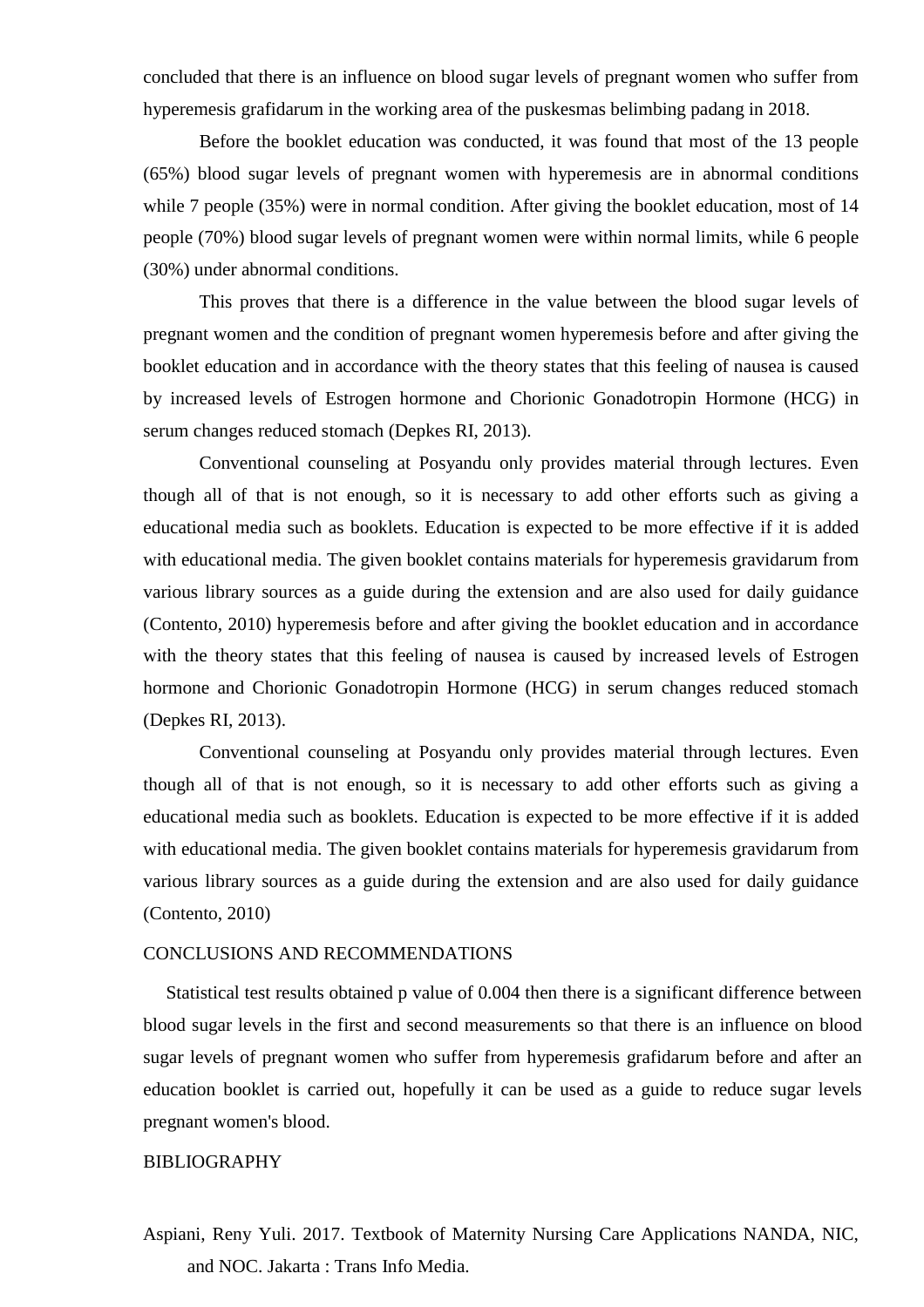concluded that there is an influence on blood sugar levels of pregnant women who suffer from hyperemesis grafidarum in the working area of the puskesmas belimbing padang in 2018.

Before the booklet education was conducted, it was found that most of the 13 people (65%) blood sugar levels of pregnant women with hyperemesis are in abnormal conditions while 7 people (35%) were in normal condition. After giving the booklet education, most of 14 people (70%) blood sugar levels of pregnant women were within normal limits, while 6 people (30%) under abnormal conditions.

This proves that there is a difference in the value between the blood sugar levels of pregnant women and the condition of pregnant women hyperemesis before and after giving the booklet education and in accordance with the theory states that this feeling of nausea is caused by increased levels of Estrogen hormone and Chorionic Gonadotropin Hormone (HCG) in serum changes reduced stomach (Depkes RI, 2013).

Conventional counseling at Posyandu only provides material through lectures. Even though all of that is not enough, so it is necessary to add other efforts such as giving a educational media such as booklets. Education is expected to be more effective if it is added with educational media. The given booklet contains materials for hyperemesis gravidarum from various library sources as a guide during the extension and are also used for daily guidance (Contento, 2010) hyperemesis before and after giving the booklet education and in accordance with the theory states that this feeling of nausea is caused by increased levels of Estrogen hormone and Chorionic Gonadotropin Hormone (HCG) in serum changes reduced stomach (Depkes RI, 2013).

Conventional counseling at Posyandu only provides material through lectures. Even though all of that is not enough, so it is necessary to add other efforts such as giving a educational media such as booklets. Education is expected to be more effective if it is added with educational media. The given booklet contains materials for hyperemesis gravidarum from various library sources as a guide during the extension and are also used for daily guidance (Contento, 2010)

## CONCLUSIONS AND RECOMMENDATIONS

Statistical test results obtained p value of 0.004 then there is a significant difference between blood sugar levels in the first and second measurements so that there is an influence on blood sugar levels of pregnant women who suffer from hyperemesis grafidarum before and after an education booklet is carried out, hopefully it can be used as a guide to reduce sugar levels pregnant women's blood.

## BIBLIOGRAPHY

Aspiani, Reny Yuli. 2017. Textbook of Maternity Nursing Care Applications NANDA, NIC, and NOC. Jakarta : Trans Info Media.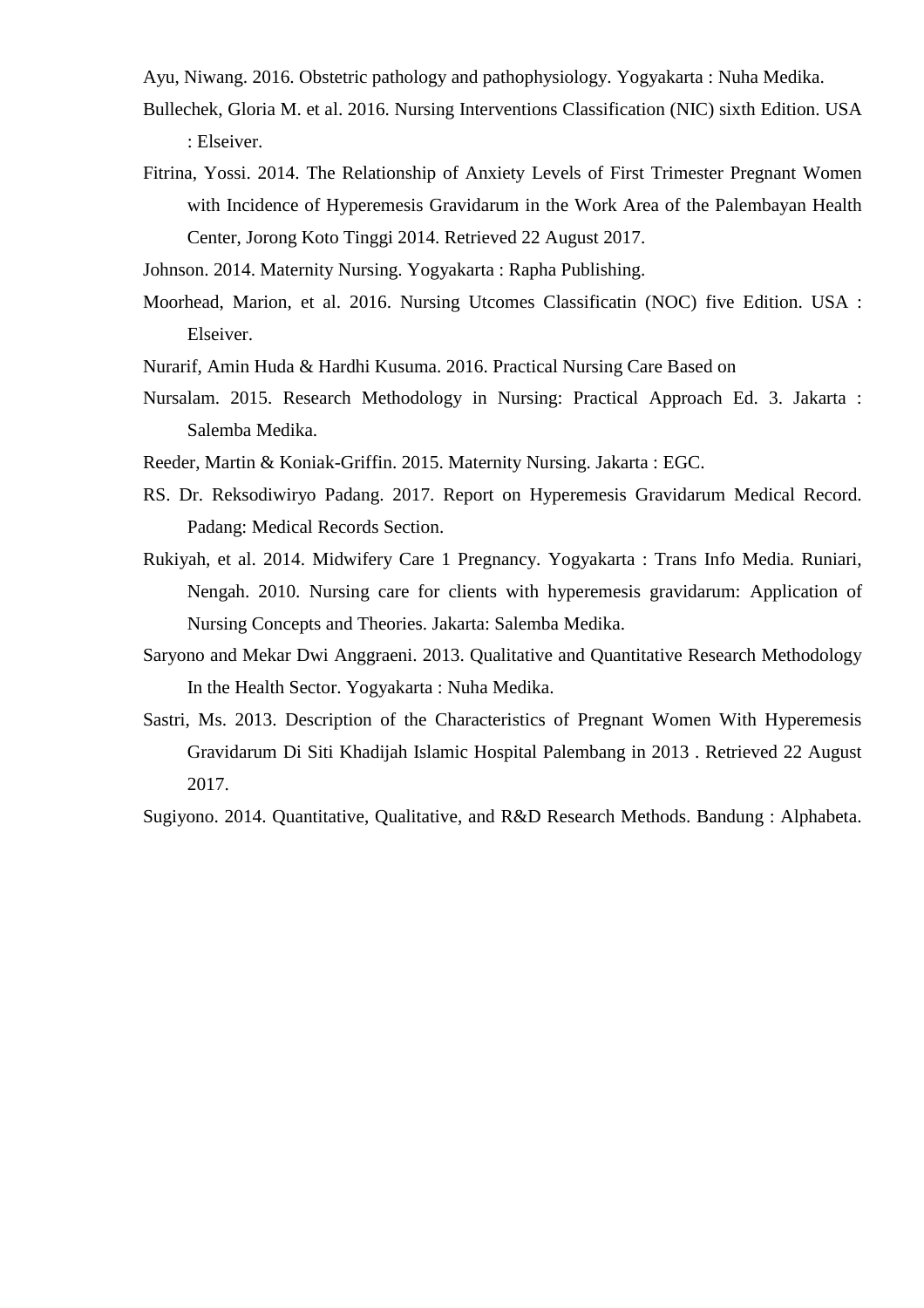Ayu, Niwang. 2016. Obstetric pathology and pathophysiology. Yogyakarta : Nuha Medika.

Bullechek, Gloria M. et al. 2016. Nursing Interventions Classification (NIC) sixth Edition. USA : Elseiver.

Fitrina, Yossi. 2014. The Relationship of Anxiety Levels of First Trimester Pregnant Women with Incidence of Hyperemesis Gravidarum in the Work Area of the Palembayan Health Center, Jorong Koto Tinggi 2014. Retrieved 22 August 2017.

Johnson. 2014. Maternity Nursing. Yogyakarta : Rapha Publishing.

Moorhead, Marion, et al. 2016. Nursing Utcomes Classificatin (NOC) five Edition. USA : Elseiver.

Nurarif, Amin Huda & Hardhi Kusuma. 2016. Practical Nursing Care Based on

Nursalam. 2015. Research Methodology in Nursing: Practical Approach Ed. 3. Jakarta : Salemba Medika.

Reeder, Martin & Koniak-Griffin. 2015. Maternity Nursing. Jakarta : EGC.

RS. Dr. Reksodiwiryo Padang. 2017. Report on Hyperemesis Gravidarum Medical Record. Padang: Medical Records Section.

Rukiyah, et al. 2014. Midwifery Care 1 Pregnancy. Yogyakarta : Trans Info Media. Runiari, Nengah. 2010. Nursing care for clients with hyperemesis gravidarum: Application of Nursing Concepts and Theories. Jakarta: Salemba Medika.

Saryono and Mekar Dwi Anggraeni. 2013. Qualitative and Quantitative Research Methodology In the Health Sector. Yogyakarta : Nuha Medika.

Sastri, Ms. 2013. Description of the Characteristics of Pregnant Women With Hyperemesis Gravidarum Di Siti Khadijah Islamic Hospital Palembang in 2013 . Retrieved 22 August 2017.

Sugiyono. 2014. Quantitative, Qualitative, and R&D Research Methods. Bandung : Alphabeta.